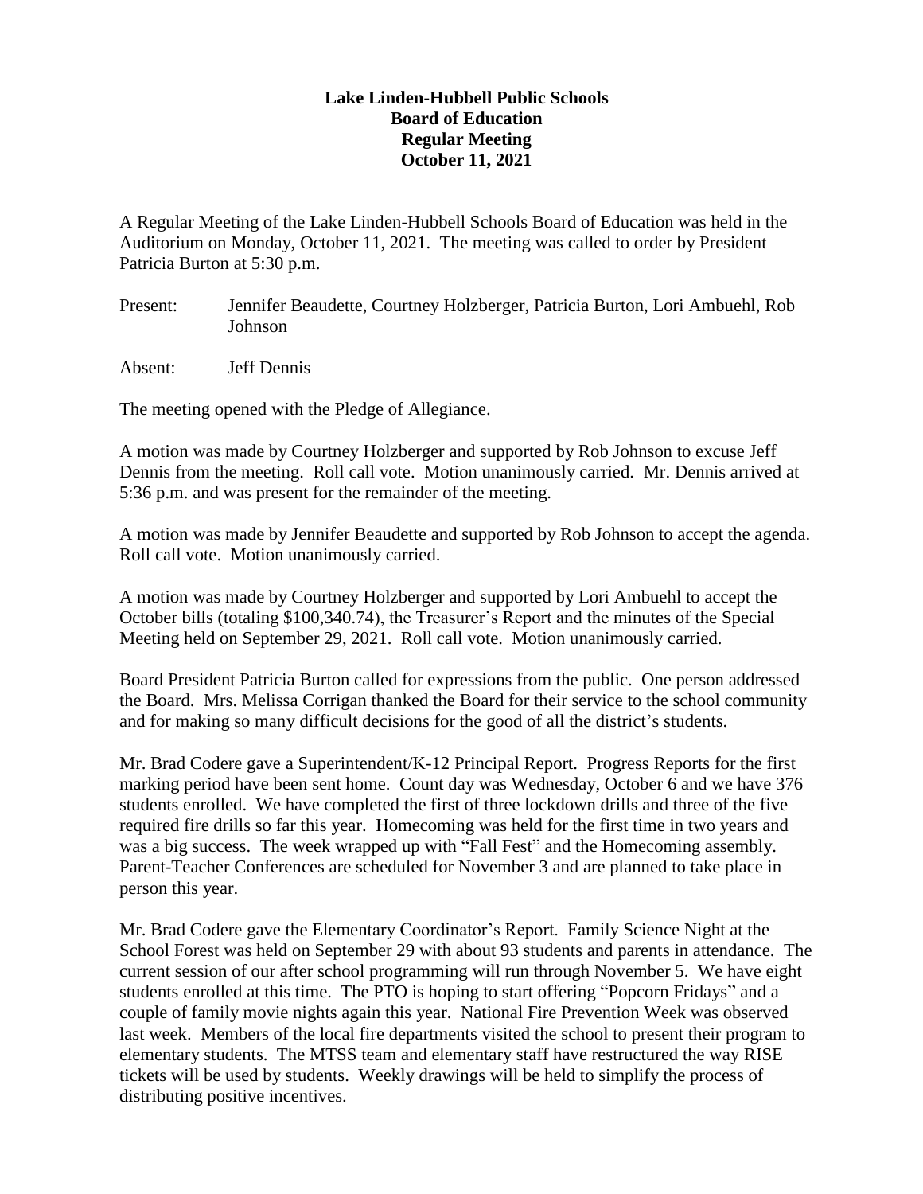**Lake Linden-Hubbell Public Schools**
**Board of Education**
**Regular Meeting**
**October 11, 2021**

A Regular Meeting of the Lake Linden-Hubbell Schools Board of Education was held in the Auditorium on Monday, October 11, 2021. The meeting was called to order by President Patricia Burton at 5:30 p.m.

Present: Jennifer Beaudette, Courtney Holzberger, Patricia Burton, Lori Ambuehl, Rob Johnson

Absent: Jeff Dennis

The meeting opened with the Pledge of Allegiance.

A motion was made by Courtney Holzberger and supported by Rob Johnson to excuse Jeff Dennis from the meeting. Roll call vote. Motion unanimously carried. Mr. Dennis arrived at 5:36 p.m. and was present for the remainder of the meeting.

A motion was made by Jennifer Beaudette and supported by Rob Johnson to accept the agenda. Roll call vote. Motion unanimously carried.

A motion was made by Courtney Holzberger and supported by Lori Ambuehl to accept the October bills (totaling $100,340.74), the Treasurer's Report and the minutes of the Special Meeting held on September 29, 2021. Roll call vote. Motion unanimously carried.

Board President Patricia Burton called for expressions from the public. One person addressed the Board. Mrs. Melissa Corrigan thanked the Board for their service to the school community and for making so many difficult decisions for the good of all the district's students.

Mr. Brad Codere gave a Superintendent/K-12 Principal Report. Progress Reports for the first marking period have been sent home. Count day was Wednesday, October 6 and we have 376 students enrolled. We have completed the first of three lockdown drills and three of the five required fire drills so far this year. Homecoming was held for the first time in two years and was a big success. The week wrapped up with "Fall Fest" and the Homecoming assembly. Parent-Teacher Conferences are scheduled for November 3 and are planned to take place in person this year.

Mr. Brad Codere gave the Elementary Coordinator's Report. Family Science Night at the School Forest was held on September 29 with about 93 students and parents in attendance. The current session of our after school programming will run through November 5. We have eight students enrolled at this time. The PTO is hoping to start offering "Popcorn Fridays" and a couple of family movie nights again this year. National Fire Prevention Week was observed last week. Members of the local fire departments visited the school to present their program to elementary students. The MTSS team and elementary staff have restructured the way RISE tickets will be used by students. Weekly drawings will be held to simplify the process of distributing positive incentives.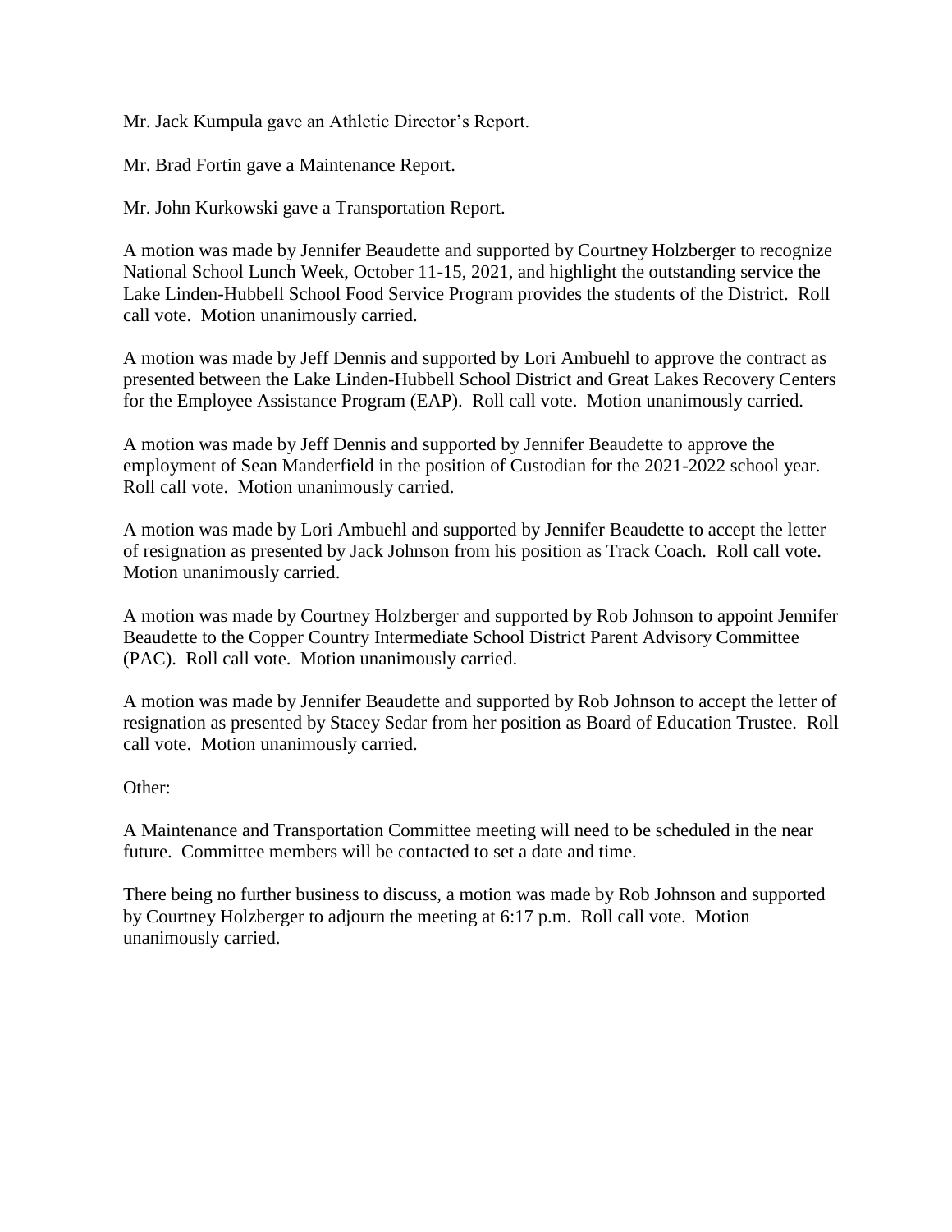Mr. Jack Kumpula gave an Athletic Director's Report.

Mr. Brad Fortin gave a Maintenance Report.

Mr. John Kurkowski gave a Transportation Report.

A motion was made by Jennifer Beaudette and supported by Courtney Holzberger to recognize National School Lunch Week, October 11-15, 2021, and highlight the outstanding service the Lake Linden-Hubbell School Food Service Program provides the students of the District. Roll call vote. Motion unanimously carried.

A motion was made by Jeff Dennis and supported by Lori Ambuehl to approve the contract as presented between the Lake Linden-Hubbell School District and Great Lakes Recovery Centers for the Employee Assistance Program (EAP). Roll call vote. Motion unanimously carried.

A motion was made by Jeff Dennis and supported by Jennifer Beaudette to approve the employment of Sean Manderfield in the position of Custodian for the 2021-2022 school year. Roll call vote. Motion unanimously carried.

A motion was made by Lori Ambuehl and supported by Jennifer Beaudette to accept the letter of resignation as presented by Jack Johnson from his position as Track Coach. Roll call vote. Motion unanimously carried.

A motion was made by Courtney Holzberger and supported by Rob Johnson to appoint Jennifer Beaudette to the Copper Country Intermediate School District Parent Advisory Committee (PAC). Roll call vote. Motion unanimously carried.

A motion was made by Jennifer Beaudette and supported by Rob Johnson to accept the letter of resignation as presented by Stacey Sedar from her position as Board of Education Trustee. Roll call vote. Motion unanimously carried.

Other:

A Maintenance and Transportation Committee meeting will need to be scheduled in the near future. Committee members will be contacted to set a date and time.

There being no further business to discuss, a motion was made by Rob Johnson and supported by Courtney Holzberger to adjourn the meeting at 6:17 p.m. Roll call vote. Motion unanimously carried.